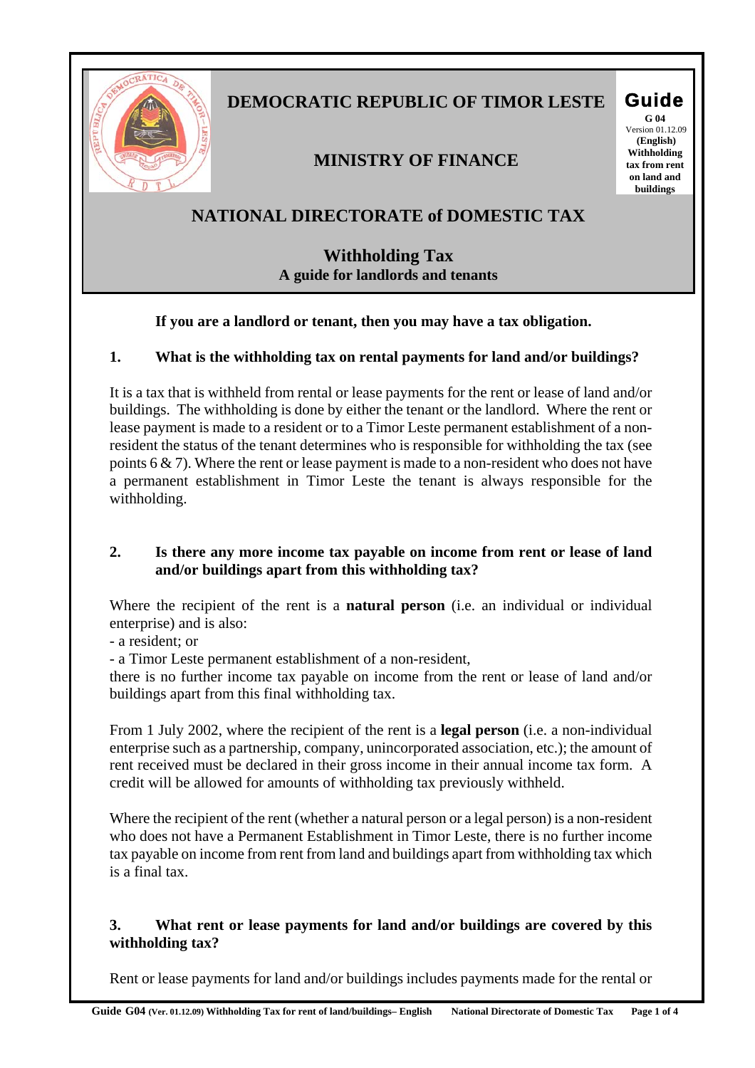**DEMOCRATIC REPUBLIC OF TIMOR LESTE**

**MINISTRY OF FINANCE**

**Guide**
**G 04**
Version 01.12.09
**(English)**
**Withholding tax from rent on land and buildings**

# NATIONAL DIRECTORATE of DOMESTIC TAX

## Withholding Tax
**A guide for landlords and tenants**

**If you are a landlord or tenant, then you may have a tax obligation.**

### 1. What is the withholding tax on rental payments for land and/or buildings?

It is a tax that is withheld from rental or lease payments for the rent or lease of land and/or buildings. The withholding is done by either the tenant or the landlord. Where the rent or lease payment is made to a resident or to a Timor Leste permanent establishment of a non-resident the status of the tenant determines who is responsible for withholding the tax (see points 6 & 7). Where the rent or lease payment is made to a non-resident who does not have a permanent establishment in Timor Leste the tenant is always responsible for the withholding.

### 2. Is there any more income tax payable on income from rent or lease of land and/or buildings apart from this withholding tax?

Where the recipient of the rent is a **natural person** (i.e. an individual or individual enterprise) and is also:
- a resident; or
- a Timor Leste permanent establishment of a non-resident,

there is no further income tax payable on income from the rent or lease of land and/or buildings apart from this final withholding tax.

From 1 July 2002, where the recipient of the rent is a **legal person** (i.e. a non-individual enterprise such as a partnership, company, unincorporated association, etc.); the amount of rent received must be declared in their gross income in their annual income tax form. A credit will be allowed for amounts of withholding tax previously withheld.

Where the recipient of the rent (whether a natural person or a legal person) is a non-resident who does not have a Permanent Establishment in Timor Leste, there is no further income tax payable on income from rent from land and buildings apart from withholding tax which is a final tax.

### 3. What rent or lease payments for land and/or buildings are covered by this withholding tax?

Rent or lease payments for land and/or buildings includes payments made for the rental or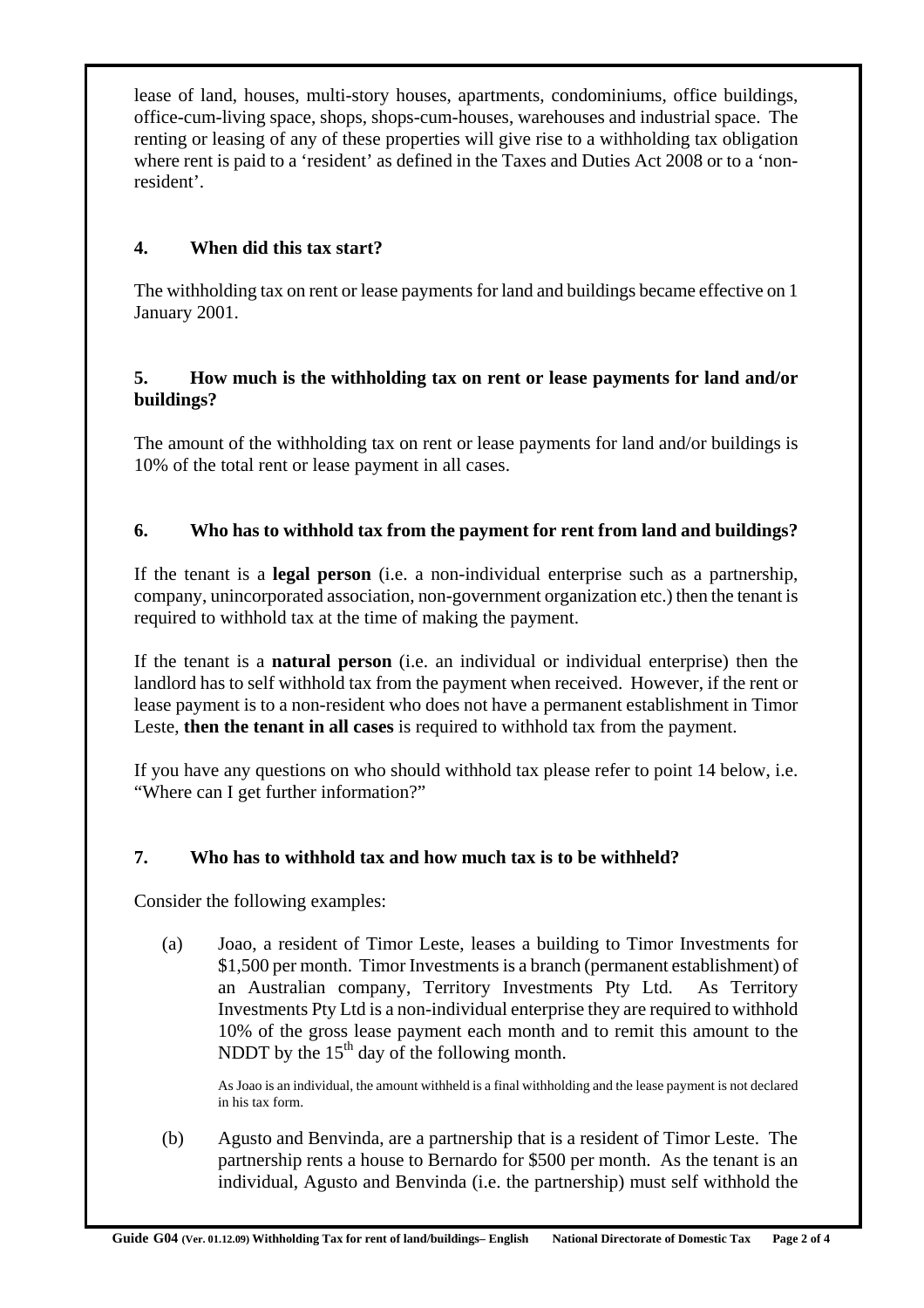lease of land, houses, multi-story houses, apartments, condominiums, office buildings, office-cum-living space, shops, shops-cum-houses, warehouses and industrial space. The renting or leasing of any of these properties will give rise to a withholding tax obligation where rent is paid to a 'resident' as defined in the Taxes and Duties Act 2008 or to a 'non-resident'.

## 4. When did this tax start?

The withholding tax on rent or lease payments for land and buildings became effective on 1 January 2001.

## 5. How much is the withholding tax on rent or lease payments for land and/or buildings?

The amount of the withholding tax on rent or lease payments for land and/or buildings is 10% of the total rent or lease payment in all cases.

## 6. Who has to withhold tax from the payment for rent from land and buildings?

If the tenant is a **legal person** (i.e. a non-individual enterprise such as a partnership, company, unincorporated association, non-government organization etc.) then the tenant is required to withhold tax at the time of making the payment.

If the tenant is a **natural person** (i.e. an individual or individual enterprise) then the landlord has to self withhold tax from the payment when received. However, if the rent or lease payment is to a non-resident who does not have a permanent establishment in Timor Leste, **then the tenant in all cases** is required to withhold tax from the payment.

If you have any questions on who should withhold tax please refer to point 14 below, i.e. "Where can I get further information?"

## 7. Who has to withhold tax and how much tax is to be withheld?

Consider the following examples:

(a) Joao, a resident of Timor Leste, leases a building to Timor Investments for \$1,500 per month. Timor Investments is a branch (permanent establishment) of an Australian company, Territory Investments Pty Ltd. As Territory Investments Pty Ltd is a non-individual enterprise they are required to withhold 10% of the gross lease payment each month and to remit this amount to the NDDT by the 15th day of the following month.

As Joao is an individual, the amount withheld is a final withholding and the lease payment is not declared in his tax form.

(b) Agusto and Benvinda, are a partnership that is a resident of Timor Leste. The partnership rents a house to Bernardo for \$500 per month. As the tenant is an individual, Agusto and Benvinda (i.e. the partnership) must self withhold the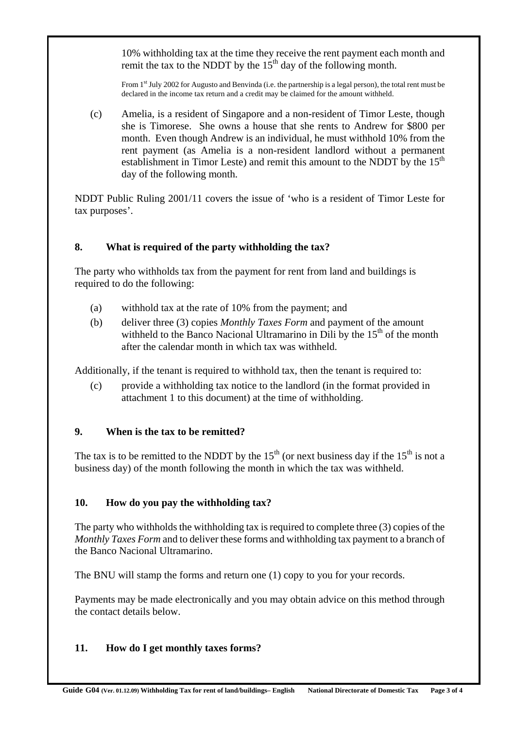10% withholding tax at the time they receive the rent payment each month and remit the tax to the NDDT by the 15th day of the following month.

From 1st July 2002 for Augusto and Benvinda (i.e. the partnership is a legal person), the total rent must be declared in the income tax return and a credit may be claimed for the amount withheld.

(c) Amelia, is a resident of Singapore and a non-resident of Timor Leste, though she is Timorese. She owns a house that she rents to Andrew for $800 per month. Even though Andrew is an individual, he must withhold 10% from the rent payment (as Amelia is a non-resident landlord without a permanent establishment in Timor Leste) and remit this amount to the NDDT by the 15th day of the following month.

NDDT Public Ruling 2001/11 covers the issue of 'who is a resident of Timor Leste for tax purposes'.

## 8. What is required of the party withholding the tax?

The party who withholds tax from the payment for rent from land and buildings is required to do the following:

(a) withhold tax at the rate of 10% from the payment; and

(b) deliver three (3) copies *Monthly Taxes Form* and payment of the amount withheld to the Banco Nacional Ultramarino in Dili by the 15th of the month after the calendar month in which tax was withheld.

Additionally, if the tenant is required to withhold tax, then the tenant is required to:

(c) provide a withholding tax notice to the landlord (in the format provided in attachment 1 to this document) at the time of withholding.

## 9. When is the tax to be remitted?

The tax is to be remitted to the NDDT by the 15th (or next business day if the 15th is not a business day) of the month following the month in which the tax was withheld.

## 10. How do you pay the withholding tax?

The party who withholds the withholding tax is required to complete three (3) copies of the *Monthly Taxes Form* and to deliver these forms and withholding tax payment to a branch of the Banco Nacional Ultramarino.

The BNU will stamp the forms and return one (1) copy to you for your records.

Payments may be made electronically and you may obtain advice on this method through the contact details below.

## 11. How do I get monthly taxes forms?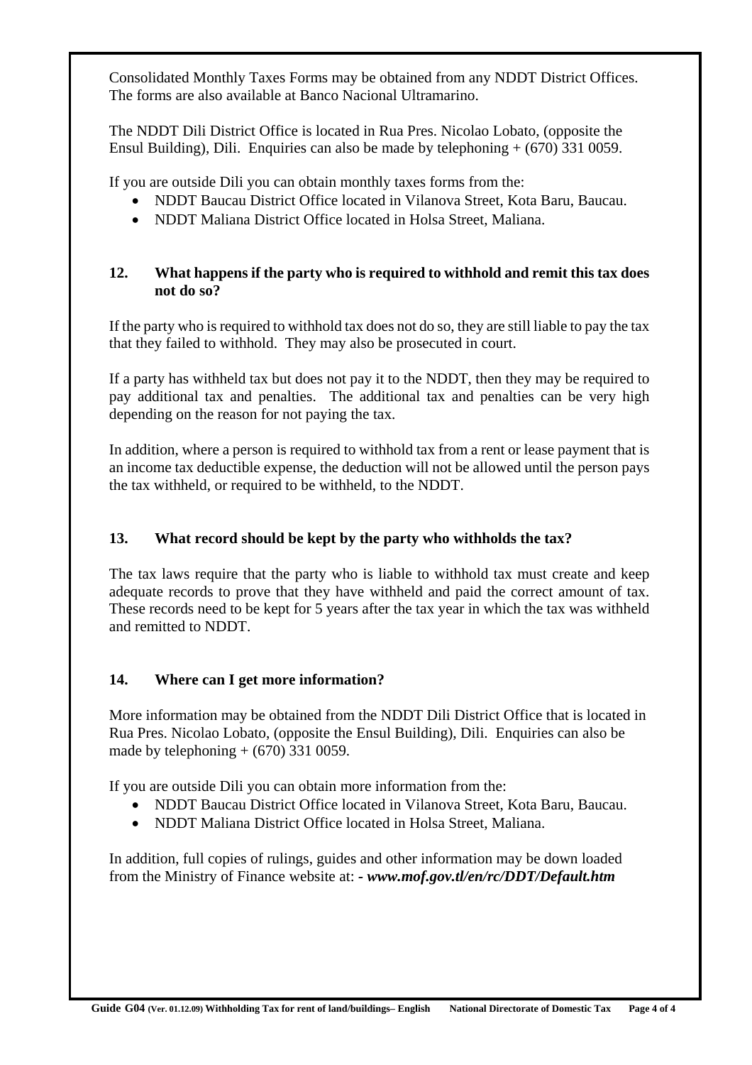Consolidated Monthly Taxes Forms may be obtained from any NDDT District Offices. The forms are also available at Banco Nacional Ultramarino.

The NDDT Dili District Office is located in Rua Pres. Nicolao Lobato, (opposite the Ensul Building), Dili. Enquiries can also be made by telephoning + (670) 331 0059.

If you are outside Dili you can obtain monthly taxes forms from the:

- NDDT Baucau District Office located in Vilanova Street, Kota Baru, Baucau.
- NDDT Maliana District Office located in Holsa Street, Maliana.

### 12. What happens if the party who is required to withhold and remit this tax does not do so?

If the party who is required to withhold tax does not do so, they are still liable to pay the tax that they failed to withhold. They may also be prosecuted in court.

If a party has withheld tax but does not pay it to the NDDT, then they may be required to pay additional tax and penalties. The additional tax and penalties can be very high depending on the reason for not paying the tax.

In addition, where a person is required to withhold tax from a rent or lease payment that is an income tax deductible expense, the deduction will not be allowed until the person pays the tax withheld, or required to be withheld, to the NDDT.

### 13. What record should be kept by the party who withholds the tax?

The tax laws require that the party who is liable to withhold tax must create and keep adequate records to prove that they have withheld and paid the correct amount of tax. These records need to be kept for 5 years after the tax year in which the tax was withheld and remitted to NDDT.

### 14. Where can I get more information?

More information may be obtained from the NDDT Dili District Office that is located in Rua Pres. Nicolao Lobato, (opposite the Ensul Building), Dili. Enquiries can also be made by telephoning + (670) 331 0059.

If you are outside Dili you can obtain more information from the:

- NDDT Baucau District Office located in Vilanova Street, Kota Baru, Baucau.
- NDDT Maliana District Office located in Holsa Street, Maliana.

In addition, full copies of rulings, guides and other information may be down loaded from the Ministry of Finance website at: ***- www.mof.gov.tl/en/rc/DDT/Default.htm***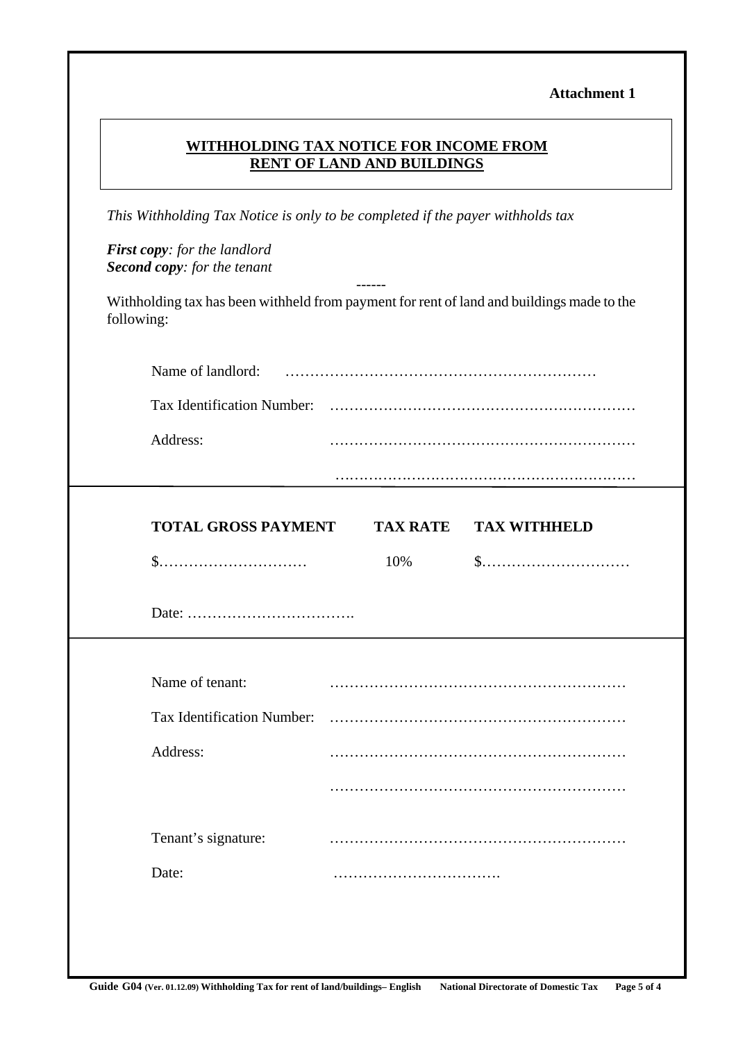**Attachment 1**

## WITHHOLDING TAX NOTICE FOR INCOME FROM RENT OF LAND AND BUILDINGS

*This Withholding Tax Notice is only to be completed if the payer withholds tax*

***First copy****: for the landlord*
***Second copy****: for the tenant*

------

Withholding tax has been withheld from payment for rent of land and buildings made to the following:

Name of landlord: ………………………………………………………

Tax Identification Number: ………………………………………………………

Address: ………………………………………………………

………………………………………………………

| TOTAL GROSS PAYMENT | TAX RATE | TAX WITHHELD |
|---|---|---|
| $………………………… | 10% | $………………………… |

Date: …………………………….

Name of tenant: ……………………………………………………

Tax Identification Number: ……………………………………………………

Address: ……………………………………………………

……………………………………………………

Tenant's signature: ……………………………………………………

Date: …………………………….